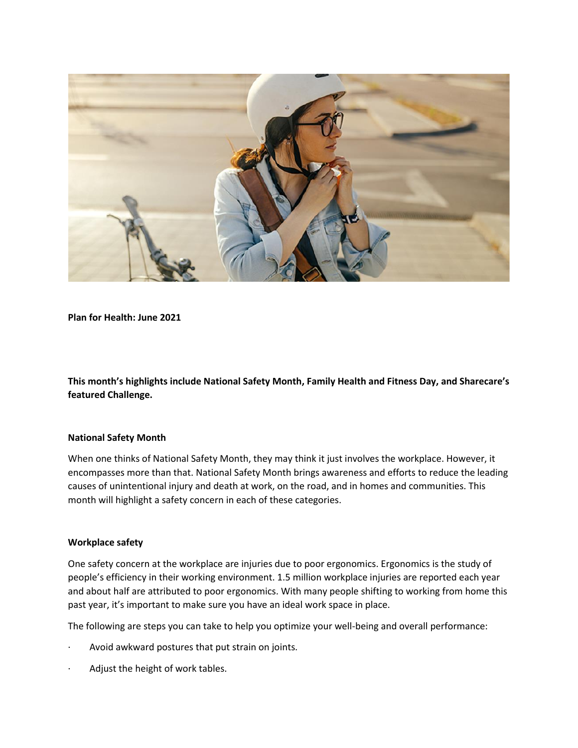**Plan for Health: June 2021**

**This month's highlights include National Safety Month, Family Health and Fitness Day, and Sharecare's featured Challenge.**

**National Safety Month**

When one thinks of National Safety Month, they may think it just involves the workplace. However, it encompasses more than that. National Safety Month brings awareness and efforts to reduce the leading causes of unintentional injury and death at work, on the road, and in homes and communities. This month will highlight a safety concern in each of these categories.

**Workplace safety**

One safety concern at the workplace are injuries due to poor ergonomics. Ergonomics is the study of people's efficiency in their working environment. 1.5 million workplace injuries are reported each year and about half are attributed to poor ergonomics. With many people shifting to working from home this past year, it's important to make sure you have an ideal work space in place.

The following are steps you can take to help you optimize your well-being and overall performance:

- Avoid awkward postures that put strain on joints.
- Adjust the height of work tables.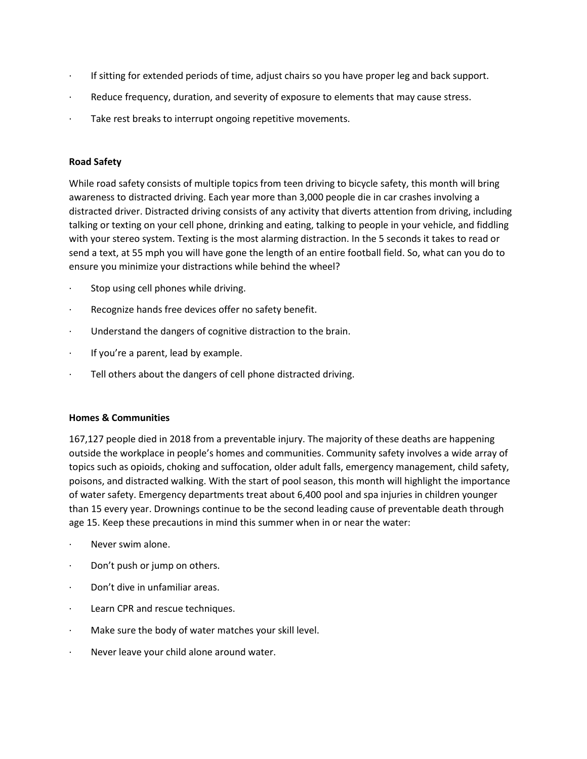- If sitting for extended periods of time, adjust chairs so you have proper leg and back support.
- Reduce frequency, duration, and severity of exposure to elements that may cause stress.
- Take rest breaks to interrupt ongoing repetitive movements.

**Road Safety**

While road safety consists of multiple topics from teen driving to bicycle safety, this month will bring awareness to distracted driving. Each year more than 3,000 people die in car crashes involving a distracted driver. Distracted driving consists of any activity that diverts attention from driving, including talking or texting on your cell phone, drinking and eating, talking to people in your vehicle, and fiddling with your stereo system. Texting is the most alarming distraction. In the 5 seconds it takes to read or send a text, at 55 mph you will have gone the length of an entire football field. So, what can you do to ensure you minimize your distractions while behind the wheel?

- Stop using cell phones while driving.
- Recognize hands free devices offer no safety benefit.
- Understand the dangers of cognitive distraction to the brain.
- If you're a parent, lead by example.
- Tell others about the dangers of cell phone distracted driving.

**Homes & Communities**

167,127 people died in 2018 from a preventable injury. The majority of these deaths are happening outside the workplace in people's homes and communities. Community safety involves a wide array of topics such as opioids, choking and suffocation, older adult falls, emergency management, child safety, poisons, and distracted walking. With the start of pool season, this month will highlight the importance of water safety. Emergency departments treat about 6,400 pool and spa injuries in children younger than 15 every year. Drownings continue to be the second leading cause of preventable death through age 15. Keep these precautions in mind this summer when in or near the water:

- Never swim alone.
- Don't push or jump on others.
- Don't dive in unfamiliar areas.
- Learn CPR and rescue techniques.
- Make sure the body of water matches your skill level.
- Never leave your child alone around water.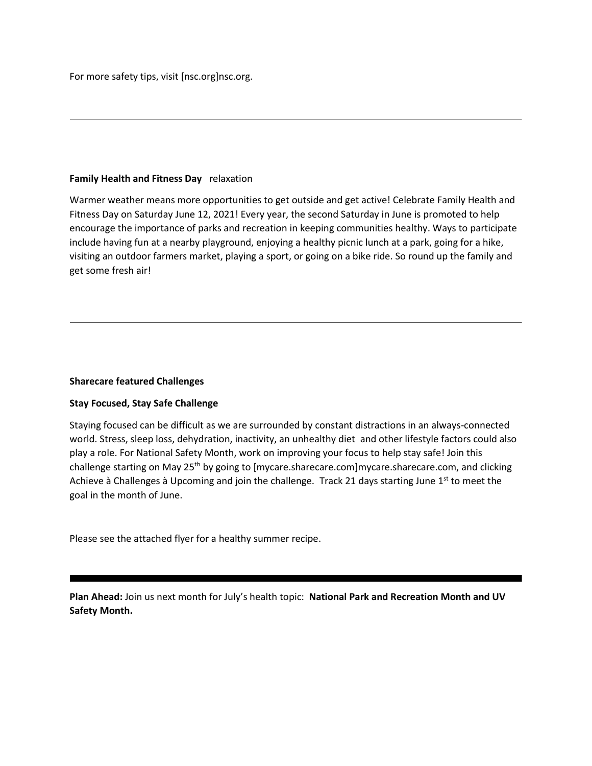For more safety tips, visit [nsc.org]nsc.org.

---

**Family Health and Fitness Day** relaxation

Warmer weather means more opportunities to get outside and get active! Celebrate Family Health and Fitness Day on Saturday June 12, 2021! Every year, the second Saturday in June is promoted to help encourage the importance of parks and recreation in keeping communities healthy. Ways to participate include having fun at a nearby playground, enjoying a healthy picnic lunch at a park, going for a hike, visiting an outdoor farmers market, playing a sport, or going on a bike ride. So round up the family and get some fresh air!

---

**Sharecare featured Challenges**

**Stay Focused, Stay Safe Challenge**

Staying focused can be difficult as we are surrounded by constant distractions in an always-connected world. Stress, sleep loss, dehydration, inactivity, an unhealthy diet and other lifestyle factors could also play a role. For National Safety Month, work on improving your focus to help stay safe! Join this challenge starting on May 25th by going to [mycare.sharecare.com]mycare.sharecare.com, and clicking Achieve à Challenges à Upcoming and join the challenge. Track 21 days starting June 1st to meet the goal in the month of June.

Please see the attached flyer for a healthy summer recipe.

---

**Plan Ahead:** Join us next month for July's health topic: **National Park and Recreation Month and UV Safety Month.**